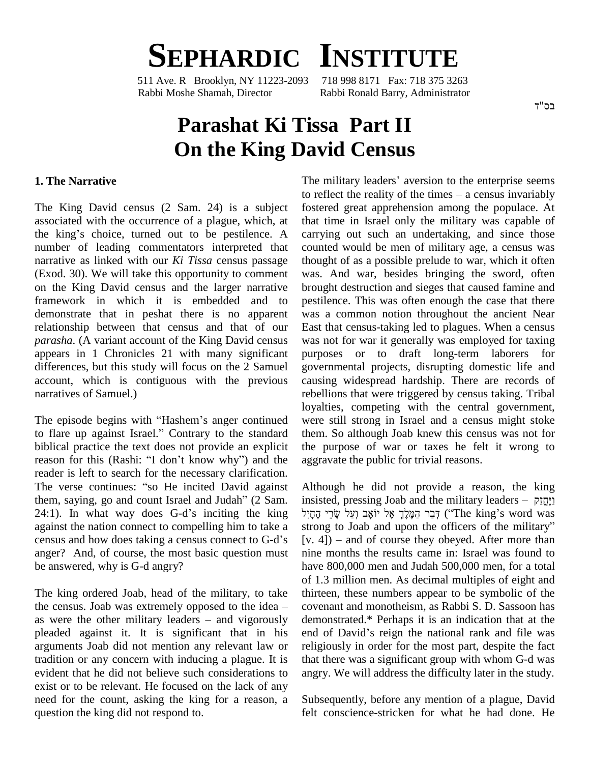# SEPHARDIC INSTITUTE

511 Ave. R Brooklyn, NY 11223-2093 718 998 8171 Fax: 718 375 3263
Rabbi Moshe Shamah, Director Rabbi Ronald Barry, Administrator

בס"ד

# Parashat Ki Tissa Part II
# On the King David Census

### 1. The Narrative

The King David census (2 Sam. 24) is a subject associated with the occurrence of a plague, which, at the king's choice, turned out to be pestilence. A number of leading commentators interpreted that narrative as linked with our *Ki Tissa* census passage (Exod. 30). We will take this opportunity to comment on the King David census and the larger narrative framework in which it is embedded and to demonstrate that in peshat there is no apparent relationship between that census and that of our *parasha*. (A variant account of the King David census appears in 1 Chronicles 21 with many significant differences, but this study will focus on the 2 Samuel account, which is contiguous with the previous narratives of Samuel.)

The episode begins with "Hashem's anger continued to flare up against Israel." Contrary to the standard biblical practice the text does not provide an explicit reason for this (Rashi: "I don't know why") and the reader is left to search for the necessary clarification. The verse continues: "so He incited David against them, saying, go and count Israel and Judah" (2 Sam. 24:1). In what way does G-d's inciting the king against the nation connect to compelling him to take a census and how does taking a census connect to G-d's anger? And, of course, the most basic question must be answered, why is G-d angry?

The king ordered Joab, head of the military, to take the census. Joab was extremely opposed to the idea – as were the other military leaders – and vigorously pleaded against it. It is significant that in his arguments Joab did not mention any relevant law or tradition or any concern with inducing a plague. It is evident that he did not believe such considerations to exist or to be relevant. He focused on the lack of any need for the count, asking the king for a reason, a question the king did not respond to.

The military leaders' aversion to the enterprise seems to reflect the reality of the times – a census invariably fostered great apprehension among the populace. At that time in Israel only the military was capable of carrying out such an undertaking, and since those counted would be men of military age, a census was thought of as a possible prelude to war, which it often was. And war, besides bringing the sword, often brought destruction and sieges that caused famine and pestilence. This was often enough the case that there was a common notion throughout the ancient Near East that census-taking led to plagues. When a census was not for war it generally was employed for taxing purposes or to draft long-term laborers for governmental projects, disrupting domestic life and causing widespread hardship. There are records of rebellions that were triggered by census taking. Tribal loyalties, competing with the central government, were still strong in Israel and a census might stoke them. So although Joab knew this census was not for the purpose of war or taxes he felt it wrong to aggravate the public for trivial reasons.

Although he did not provide a reason, the king insisted, pressing Joab and the military leaders – וַיֶּחֱזַק דְּבַר הַמֶּלֶךְ אֶל יוֹאָב וְעַל שָׂרֵי הֶחָיִל ("The king's word was strong to Joab and upon the officers of the military" [v. 4]) – and of course they obeyed. After more than nine months the results came in: Israel was found to have 800,000 men and Judah 500,000 men, for a total of 1.3 million men. As decimal multiples of eight and thirteen, these numbers appear to be symbolic of the covenant and monotheism, as Rabbi S. D. Sassoon has demonstrated.* Perhaps it is an indication that at the end of David's reign the national rank and file was religiously in order for the most part, despite the fact that there was a significant group with whom G-d was angry. We will address the difficulty later in the study.

Subsequently, before any mention of a plague, David felt conscience-stricken for what he had done. He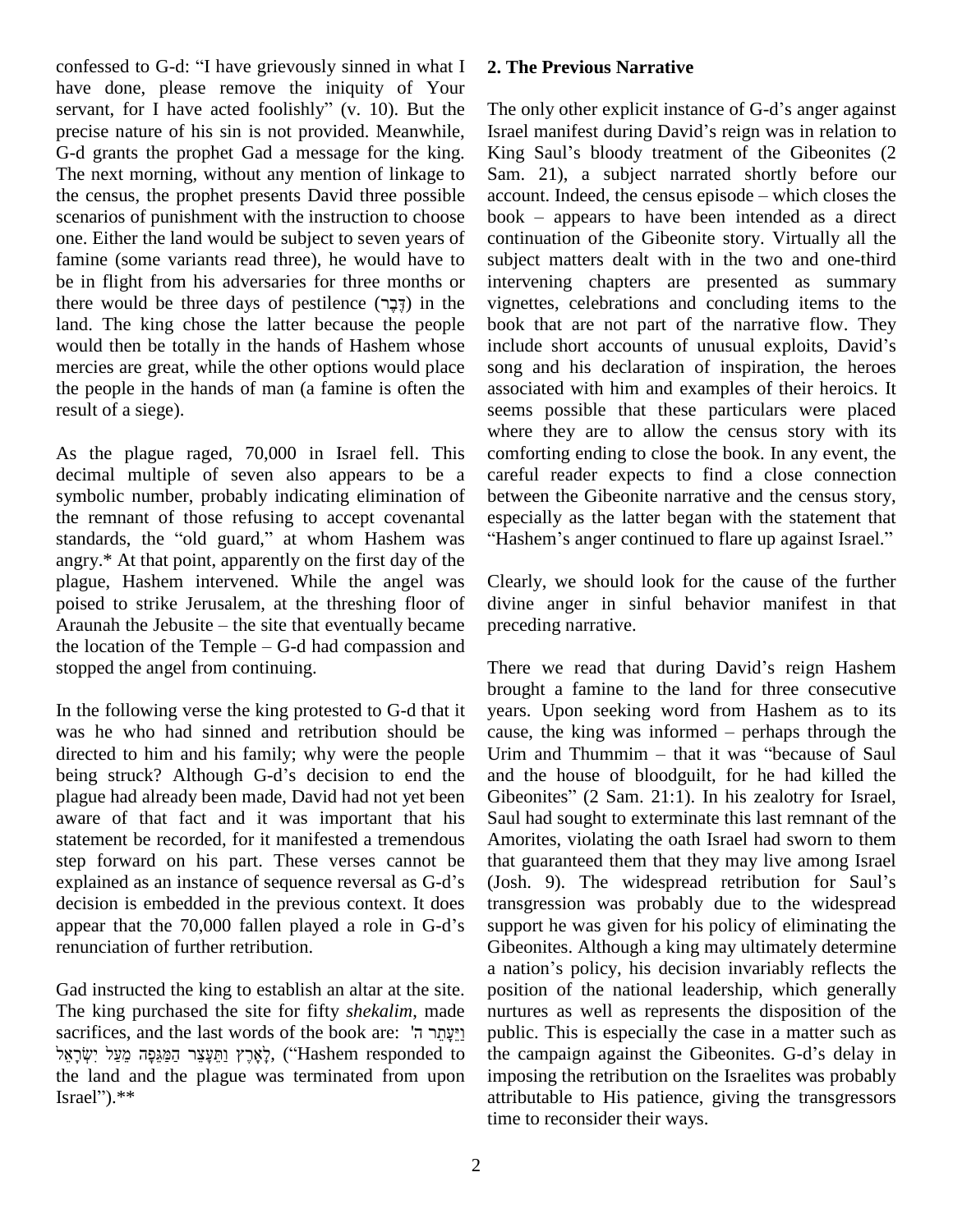confessed to G-d: "I have grievously sinned in what I have done, please remove the iniquity of Your servant, for I have acted foolishly" (v. 10). But the precise nature of his sin is not provided. Meanwhile, G-d grants the prophet Gad a message for the king. The next morning, without any mention of linkage to the census, the prophet presents David three possible scenarios of punishment with the instruction to choose one. Either the land would be subject to seven years of famine (some variants read three), he would have to be in flight from his adversaries for three months or there would be three days of pestilence (דֶּבֶר) in the land. The king chose the latter because the people would then be totally in the hands of Hashem whose mercies are great, while the other options would place the people in the hands of man (a famine is often the result of a siege).

As the plague raged, 70,000 in Israel fell. This decimal multiple of seven also appears to be a symbolic number, probably indicating elimination of the remnant of those refusing to accept covenantal standards, the "old guard," at whom Hashem was angry.* At that point, apparently on the first day of the plague, Hashem intervened. While the angel was poised to strike Jerusalem, at the threshing floor of Araunah the Jebusite – the site that eventually became the location of the Temple – G-d had compassion and stopped the angel from continuing.

In the following verse the king protested to G-d that it was he who had sinned and retribution should be directed to him and his family; why were the people being struck? Although G-d's decision to end the plague had already been made, David had not yet been aware of that fact and it was important that his statement be recorded, for it manifested a tremendous step forward on his part. These verses cannot be explained as an instance of sequence reversal as G-d's decision is embedded in the previous context. It does appear that the 70,000 fallen played a role in G-d's renunciation of further retribution.

Gad instructed the king to establish an altar at the site. The king purchased the site for fifty *shekalim*, made sacrifices, and the last words of the book are: וַיֵּעָתֵר ה' לָאָרֶץ וַתֵּעָצַר הַמַּגֵּפָה מֵעַל יִשְׂרָאֵל, ("Hashem responded to the land and the plague was terminated from upon Israel").**

## 2. The Previous Narrative

The only other explicit instance of G-d's anger against Israel manifest during David's reign was in relation to King Saul's bloody treatment of the Gibeonites (2 Sam. 21), a subject narrated shortly before our account. Indeed, the census episode – which closes the book – appears to have been intended as a direct continuation of the Gibeonite story. Virtually all the subject matters dealt with in the two and one-third intervening chapters are presented as summary vignettes, celebrations and concluding items to the book that are not part of the narrative flow. They include short accounts of unusual exploits, David's song and his declaration of inspiration, the heroes associated with him and examples of their heroics. It seems possible that these particulars were placed where they are to allow the census story with its comforting ending to close the book. In any event, the careful reader expects to find a close connection between the Gibeonite narrative and the census story, especially as the latter began with the statement that "Hashem's anger continued to flare up against Israel."

Clearly, we should look for the cause of the further divine anger in sinful behavior manifest in that preceding narrative.

There we read that during David's reign Hashem brought a famine to the land for three consecutive years. Upon seeking word from Hashem as to its cause, the king was informed – perhaps through the Urim and Thummim – that it was "because of Saul and the house of bloodguilt, for he had killed the Gibeonites" (2 Sam. 21:1). In his zealotry for Israel, Saul had sought to exterminate this last remnant of the Amorites, violating the oath Israel had sworn to them that guaranteed them that they may live among Israel (Josh. 9). The widespread retribution for Saul's transgression was probably due to the widespread support he was given for his policy of eliminating the Gibeonites. Although a king may ultimately determine a nation's policy, his decision invariably reflects the position of the national leadership, which generally nurtures as well as represents the disposition of the public. This is especially the case in a matter such as the campaign against the Gibeonites. G-d's delay in imposing the retribution on the Israelites was probably attributable to His patience, giving the transgressors time to reconsider their ways.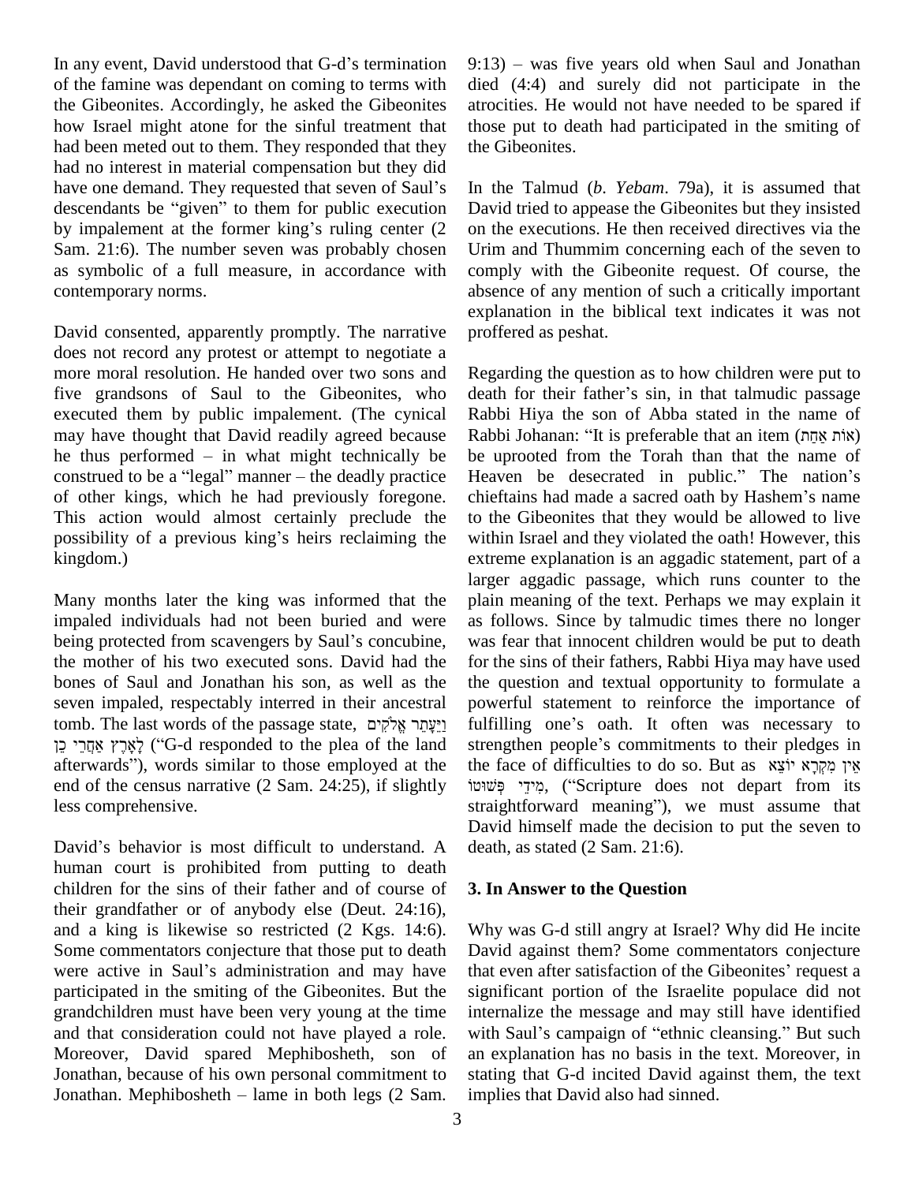In any event, David understood that G-d's termination of the famine was dependant on coming to terms with the Gibeonites. Accordingly, he asked the Gibeonites how Israel might atone for the sinful treatment that had been meted out to them. They responded that they had no interest in material compensation but they did have one demand. They requested that seven of Saul's descendants be "given" to them for public execution by impalement at the former king's ruling center (2 Sam. 21:6). The number seven was probably chosen as symbolic of a full measure, in accordance with contemporary norms.

David consented, apparently promptly. The narrative does not record any protest or attempt to negotiate a more moral resolution. He handed over two sons and five grandsons of Saul to the Gibeonites, who executed them by public impalement. (The cynical may have thought that David readily agreed because he thus performed – in what might technically be construed to be a "legal" manner – the deadly practice of other kings, which he had previously foregone. This action would almost certainly preclude the possibility of a previous king's heirs reclaiming the kingdom.)

Many months later the king was informed that the impaled individuals had not been buried and were being protected from scavengers by Saul's concubine, the mother of his two executed sons. David had the bones of Saul and Jonathan his son, as well as the seven impaled, respectably interred in their ancestral tomb. The last words of the passage state, וַיֵּעָתֵר אֱלֹקִים לָאָרֶץ אַחֲרֵי כֵן ("G-d responded to the plea of the land afterwards"), words similar to those employed at the end of the census narrative (2 Sam. 24:25), if slightly less comprehensive.

David's behavior is most difficult to understand. A human court is prohibited from putting to death children for the sins of their father and of course of their grandfather or of anybody else (Deut. 24:16), and a king is likewise so restricted (2 Kgs. 14:6). Some commentators conjecture that those put to death were active in Saul's administration and may have participated in the smiting of the Gibeonites. But the grandchildren must have been very young at the time and that consideration could not have played a role. Moreover, David spared Mephibosheth, son of Jonathan, because of his own personal commitment to Jonathan. Mephibosheth – lame in both legs (2 Sam. 9:13) – was five years old when Saul and Jonathan died (4:4) and surely did not participate in the atrocities. He would not have needed to be spared if those put to death had participated in the smiting of the Gibeonites.

In the Talmud (*b*. *Yebam*. 79a), it is assumed that David tried to appease the Gibeonites but they insisted on the executions. He then received directives via the Urim and Thummim concerning each of the seven to comply with the Gibeonite request. Of course, the absence of any mention of such a critically important explanation in the biblical text indicates it was not proffered as peshat.

Regarding the question as to how children were put to death for their father's sin, in that talmudic passage Rabbi Hiya the son of Abba stated in the name of Rabbi Johanan: "It is preferable that an item (אוֹת אַחַת) be uprooted from the Torah than that the name of Heaven be desecrated in public." The nation's chieftains had made a sacred oath by Hashem's name to the Gibeonites that they would be allowed to live within Israel and they violated the oath! However, this extreme explanation is an aggadic statement, part of a larger aggadic passage, which runs counter to the plain meaning of the text. Perhaps we may explain it as follows. Since by talmudic times there no longer was fear that innocent children would be put to death for the sins of their fathers, Rabbi Hiya may have used the question and textual opportunity to formulate a powerful statement to reinforce the importance of fulfilling one's oath. It often was necessary to strengthen people's commitments to their pledges in the face of difficulties to do so. But as אֵין מִקְרָא יוֹצֵא מִידֵי פְשׁוּטוֹ, ("Scripture does not depart from its straightforward meaning"), we must assume that David himself made the decision to put the seven to death, as stated (2 Sam. 21:6).

### 3. In Answer to the Question

Why was G-d still angry at Israel? Why did He incite David against them? Some commentators conjecture that even after satisfaction of the Gibeonites' request a significant portion of the Israelite populace did not internalize the message and may still have identified with Saul's campaign of "ethnic cleansing." But such an explanation has no basis in the text. Moreover, in stating that G-d incited David against them, the text implies that David also had sinned.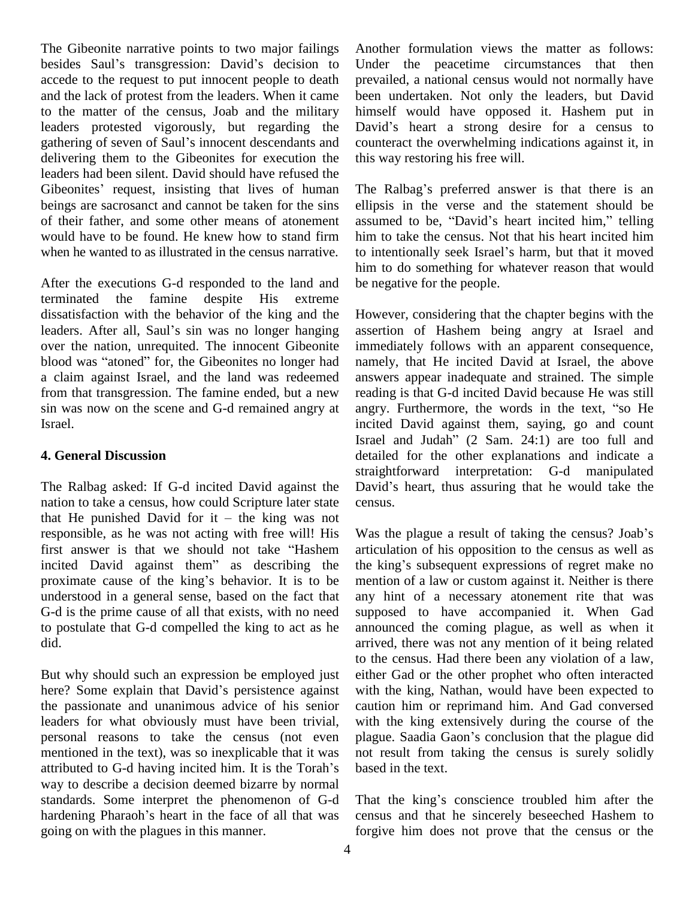The Gibeonite narrative points to two major failings besides Saul's transgression: David's decision to accede to the request to put innocent people to death and the lack of protest from the leaders. When it came to the matter of the census, Joab and the military leaders protested vigorously, but regarding the gathering of seven of Saul's innocent descendants and delivering them to the Gibeonites for execution the leaders had been silent. David should have refused the Gibeonites' request, insisting that lives of human beings are sacrosanct and cannot be taken for the sins of their father, and some other means of atonement would have to be found. He knew how to stand firm when he wanted to as illustrated in the census narrative.

After the executions G-d responded to the land and terminated the famine despite His extreme dissatisfaction with the behavior of the king and the leaders. After all, Saul's sin was no longer hanging over the nation, unrequited. The innocent Gibeonite blood was "atoned" for, the Gibeonites no longer had a claim against Israel, and the land was redeemed from that transgression. The famine ended, but a new sin was now on the scene and G-d remained angry at Israel.

**4. General Discussion**

The Ralbag asked: If G-d incited David against the nation to take a census, how could Scripture later state that He punished David for it – the king was not responsible, as he was not acting with free will! His first answer is that we should not take "Hashem incited David against them" as describing the proximate cause of the king's behavior. It is to be understood in a general sense, based on the fact that G-d is the prime cause of all that exists, with no need to postulate that G-d compelled the king to act as he did.

But why should such an expression be employed just here? Some explain that David's persistence against the passionate and unanimous advice of his senior leaders for what obviously must have been trivial, personal reasons to take the census (not even mentioned in the text), was so inexplicable that it was attributed to G-d having incited him. It is the Torah's way to describe a decision deemed bizarre by normal standards. Some interpret the phenomenon of G-d hardening Pharaoh's heart in the face of all that was going on with the plagues in this manner.

Another formulation views the matter as follows: Under the peacetime circumstances that then prevailed, a national census would not normally have been undertaken. Not only the leaders, but David himself would have opposed it. Hashem put in David's heart a strong desire for a census to counteract the overwhelming indications against it, in this way restoring his free will.

The Ralbag's preferred answer is that there is an ellipsis in the verse and the statement should be assumed to be, "David's heart incited him," telling him to take the census. Not that his heart incited him to intentionally seek Israel's harm, but that it moved him to do something for whatever reason that would be negative for the people.

However, considering that the chapter begins with the assertion of Hashem being angry at Israel and immediately follows with an apparent consequence, namely, that He incited David at Israel, the above answers appear inadequate and strained. The simple reading is that G-d incited David because He was still angry. Furthermore, the words in the text, "so He incited David against them, saying, go and count Israel and Judah" (2 Sam. 24:1) are too full and detailed for the other explanations and indicate a straightforward interpretation: G-d manipulated David's heart, thus assuring that he would take the census.

Was the plague a result of taking the census? Joab's articulation of his opposition to the census as well as the king's subsequent expressions of regret make no mention of a law or custom against it. Neither is there any hint of a necessary atonement rite that was supposed to have accompanied it. When Gad announced the coming plague, as well as when it arrived, there was not any mention of it being related to the census. Had there been any violation of a law, either Gad or the other prophet who often interacted with the king, Nathan, would have been expected to caution him or reprimand him. And Gad conversed with the king extensively during the course of the plague. Saadia Gaon's conclusion that the plague did not result from taking the census is surely solidly based in the text.

That the king's conscience troubled him after the census and that he sincerely beseeched Hashem to forgive him does not prove that the census or the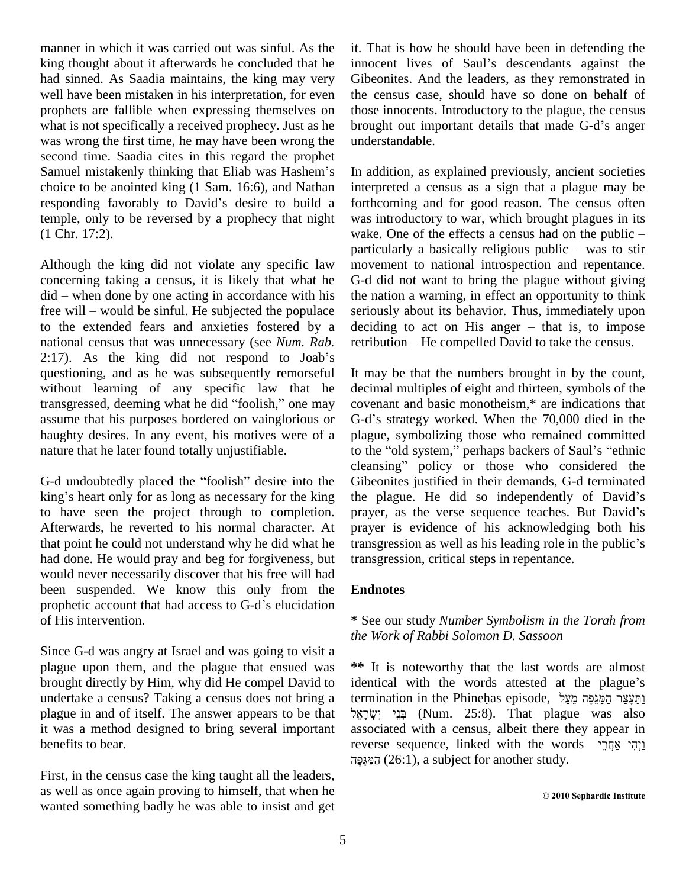manner in which it was carried out was sinful. As the king thought about it afterwards he concluded that he had sinned. As Saadia maintains, the king may very well have been mistaken in his interpretation, for even prophets are fallible when expressing themselves on what is not specifically a received prophecy. Just as he was wrong the first time, he may have been wrong the second time. Saadia cites in this regard the prophet Samuel mistakenly thinking that Eliab was Hashem's choice to be anointed king (1 Sam. 16:6), and Nathan responding favorably to David's desire to build a temple, only to be reversed by a prophecy that night (1 Chr. 17:2).

Although the king did not violate any specific law concerning taking a census, it is likely that what he did – when done by one acting in accordance with his free will – would be sinful. He subjected the populace to the extended fears and anxieties fostered by a national census that was unnecessary (see *Num. Rab.* 2:17). As the king did not respond to Joab's questioning, and as he was subsequently remorseful without learning of any specific law that he transgressed, deeming what he did "foolish," one may assume that his purposes bordered on vainglorious or haughty desires. In any event, his motives were of a nature that he later found totally unjustifiable.

G-d undoubtedly placed the "foolish" desire into the king's heart only for as long as necessary for the king to have seen the project through to completion. Afterwards, he reverted to his normal character. At that point he could not understand why he did what he had done. He would pray and beg for forgiveness, but would never necessarily discover that his free will had been suspended. We know this only from the prophetic account that had access to G-d's elucidation of His intervention.

Since G-d was angry at Israel and was going to visit a plague upon them, and the plague that ensued was brought directly by Him, why did He compel David to undertake a census? Taking a census does not bring a plague in and of itself. The answer appears to be that it was a method designed to bring several important benefits to bear.

First, in the census case the king taught all the leaders, as well as once again proving to himself, that when he wanted something badly he was able to insist and get it. That is how he should have been in defending the innocent lives of Saul's descendants against the Gibeonites. And the leaders, as they remonstrated in the census case, should have so done on behalf of those innocents. Introductory to the plague, the census brought out important details that made G-d's anger understandable.

In addition, as explained previously, ancient societies interpreted a census as a sign that a plague may be forthcoming and for good reason. The census often was introductory to war, which brought plagues in its wake. One of the effects a census had on the public – particularly a basically religious public – was to stir movement to national introspection and repentance. G-d did not want to bring the plague without giving the nation a warning, in effect an opportunity to think seriously about its behavior. Thus, immediately upon deciding to act on His anger – that is, to impose retribution – He compelled David to take the census.

It may be that the numbers brought in by the count, decimal multiples of eight and thirteen, symbols of the covenant and basic monotheism,* are indications that G-d's strategy worked. When the 70,000 died in the plague, symbolizing those who remained committed to the "old system," perhaps backers of Saul's "ethnic cleansing" policy or those who considered the Gibeonites justified in their demands, G-d terminated the plague. He did so independently of David's prayer, as the verse sequence teaches. But David's prayer is evidence of his acknowledging both his transgression as well as his leading role in the public's transgression, critical steps in repentance.

## Endnotes

**\*** See our study *Number Symbolism in the Torah from the Work of Rabbi Solomon D. Sassoon*

**\*\*** It is noteworthy that the last words are almost identical with the words attested at the plague's termination in the Phineḥas episode, וַתֵּעָצַר הַמַּגֵּפָה מֵעַל בְּנֵי יִשְׂרָאֵל (Num. 25:8). That plague was also associated with a census, albeit there they appear in reverse sequence, linked with the words וַיְהִי אַחֲרֵי הַמַּגֵּפָה (26:1), a subject for another study.

**© 2010 Sephardic Institute**